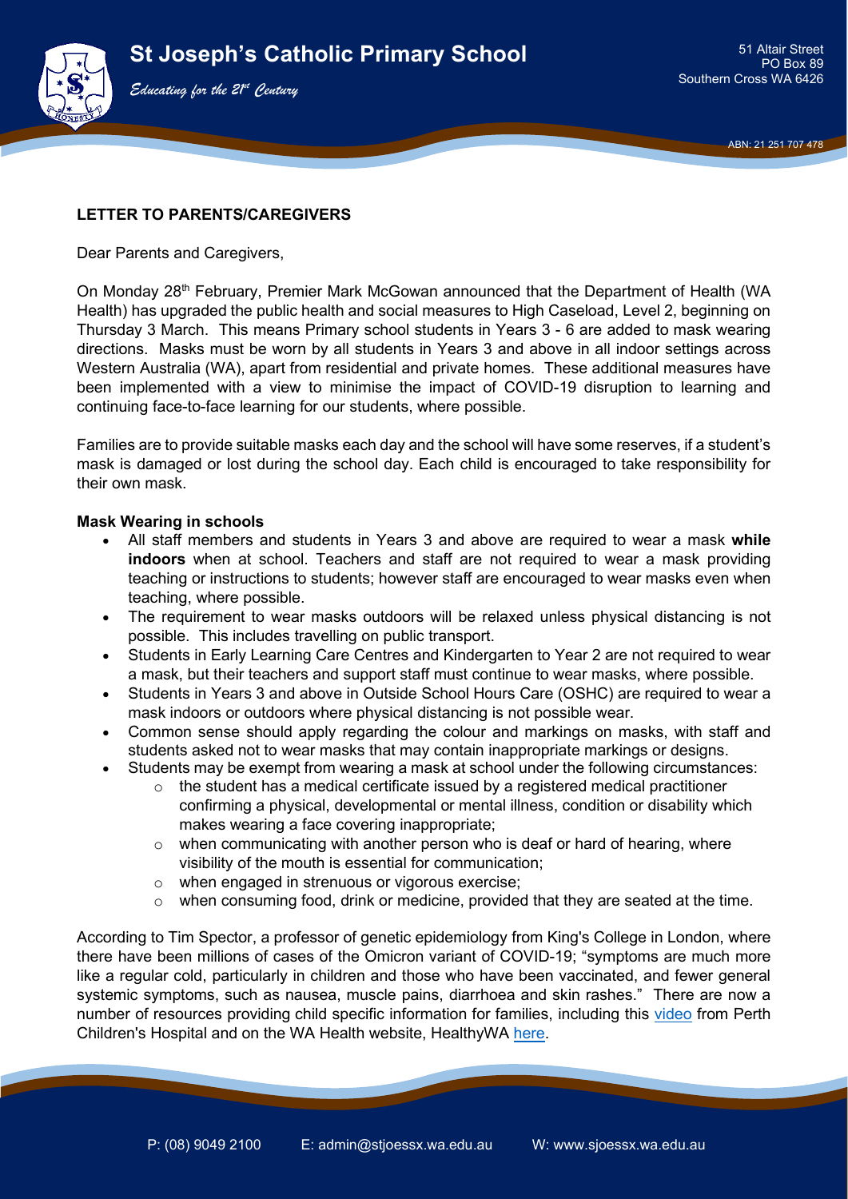# St Joseph's Catholic Primary School

*Educating for the 21st Century*

51 Altair Street
PO Box 89
Southern Cross WA 6426

ABN: 21 251 707 478

**LETTER TO PARENTS/CAREGIVERS**

Dear Parents and Caregivers,

On Monday 28th February, Premier Mark McGowan announced that the Department of Health (WA Health) has upgraded the public health and social measures to High Caseload, Level 2, beginning on Thursday 3 March. This means Primary school students in Years 3 - 6 are added to mask wearing directions. Masks must be worn by all students in Years 3 and above in all indoor settings across Western Australia (WA), apart from residential and private homes. These additional measures have been implemented with a view to minimise the impact of COVID-19 disruption to learning and continuing face-to-face learning for our students, where possible.

Families are to provide suitable masks each day and the school will have some reserves, if a student's mask is damaged or lost during the school day. Each child is encouraged to take responsibility for their own mask.

**Mask Wearing in schools**

- All staff members and students in Years 3 and above are required to wear a mask **while indoors** when at school. Teachers and staff are not required to wear a mask providing teaching or instructions to students; however staff are encouraged to wear masks even when teaching, where possible.
- The requirement to wear masks outdoors will be relaxed unless physical distancing is not possible. This includes travelling on public transport.
- Students in Early Learning Care Centres and Kindergarten to Year 2 are not required to wear a mask, but their teachers and support staff must continue to wear masks, where possible.
- Students in Years 3 and above in Outside School Hours Care (OSHC) are required to wear a mask indoors or outdoors where physical distancing is not possible wear.
- Common sense should apply regarding the colour and markings on masks, with staff and students asked not to wear masks that may contain inappropriate markings or designs.
- Students may be exempt from wearing a mask at school under the following circumstances:
  - the student has a medical certificate issued by a registered medical practitioner confirming a physical, developmental or mental illness, condition or disability which makes wearing a face covering inappropriate;
  - when communicating with another person who is deaf or hard of hearing, where visibility of the mouth is essential for communication;
  - when engaged in strenuous or vigorous exercise;
  - when consuming food, drink or medicine, provided that they are seated at the time.

According to Tim Spector, a professor of genetic epidemiology from King's College in London, where there have been millions of cases of the Omicron variant of COVID-19; "symptoms are much more like a regular cold, particularly in children and those who have been vaccinated, and fewer general systemic symptoms, such as nausea, muscle pains, diarrhoea and skin rashes." There are now a number of resources providing child specific information for families, including this video from Perth Children's Hospital and on the WA Health website, HealthyWA here.

P: (08) 9049 2100 E: admin@stjoessx.wa.edu.au W: www.sjoessx.wa.edu.au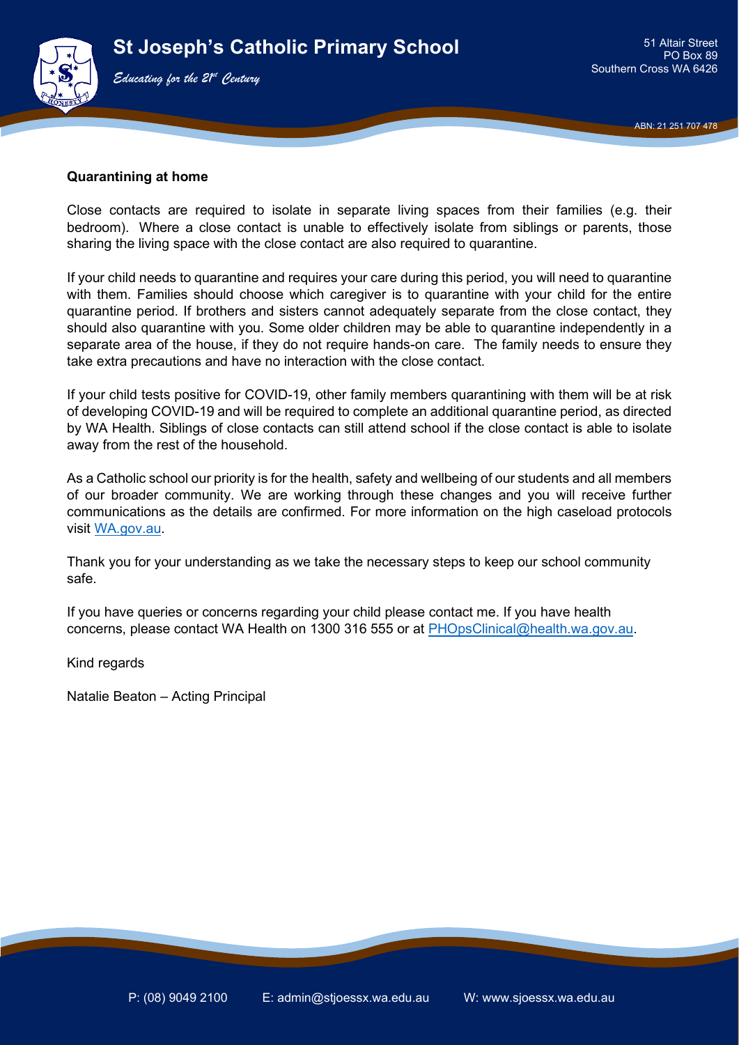**Quarantining at home**

Close contacts are required to isolate in separate living spaces from their families (e.g. their bedroom). Where a close contact is unable to effectively isolate from siblings or parents, those sharing the living space with the close contact are also required to quarantine.

If your child needs to quarantine and requires your care during this period, you will need to quarantine with them. Families should choose which caregiver is to quarantine with your child for the entire quarantine period. If brothers and sisters cannot adequately separate from the close contact, they should also quarantine with you. Some older children may be able to quarantine independently in a separate area of the house, if they do not require hands-on care. The family needs to ensure they take extra precautions and have no interaction with the close contact.

If your child tests positive for COVID-19, other family members quarantining with them will be at risk of developing COVID-19 and will be required to complete an additional quarantine period, as directed by WA Health. Siblings of close contacts can still attend school if the close contact is able to isolate away from the rest of the household.

As a Catholic school our priority is for the health, safety and wellbeing of our students and all members of our broader community. We are working through these changes and you will receive further communications as the details are confirmed. For more information on the high caseload protocols visit WA.gov.au.

Thank you for your understanding as we take the necessary steps to keep our school community safe.

If you have queries or concerns regarding your child please contact me. If you have health concerns, please contact WA Health on 1300 316 555 or at PHOpsClinical@health.wa.gov.au.

Kind regards

Natalie Beaton – Acting Principal